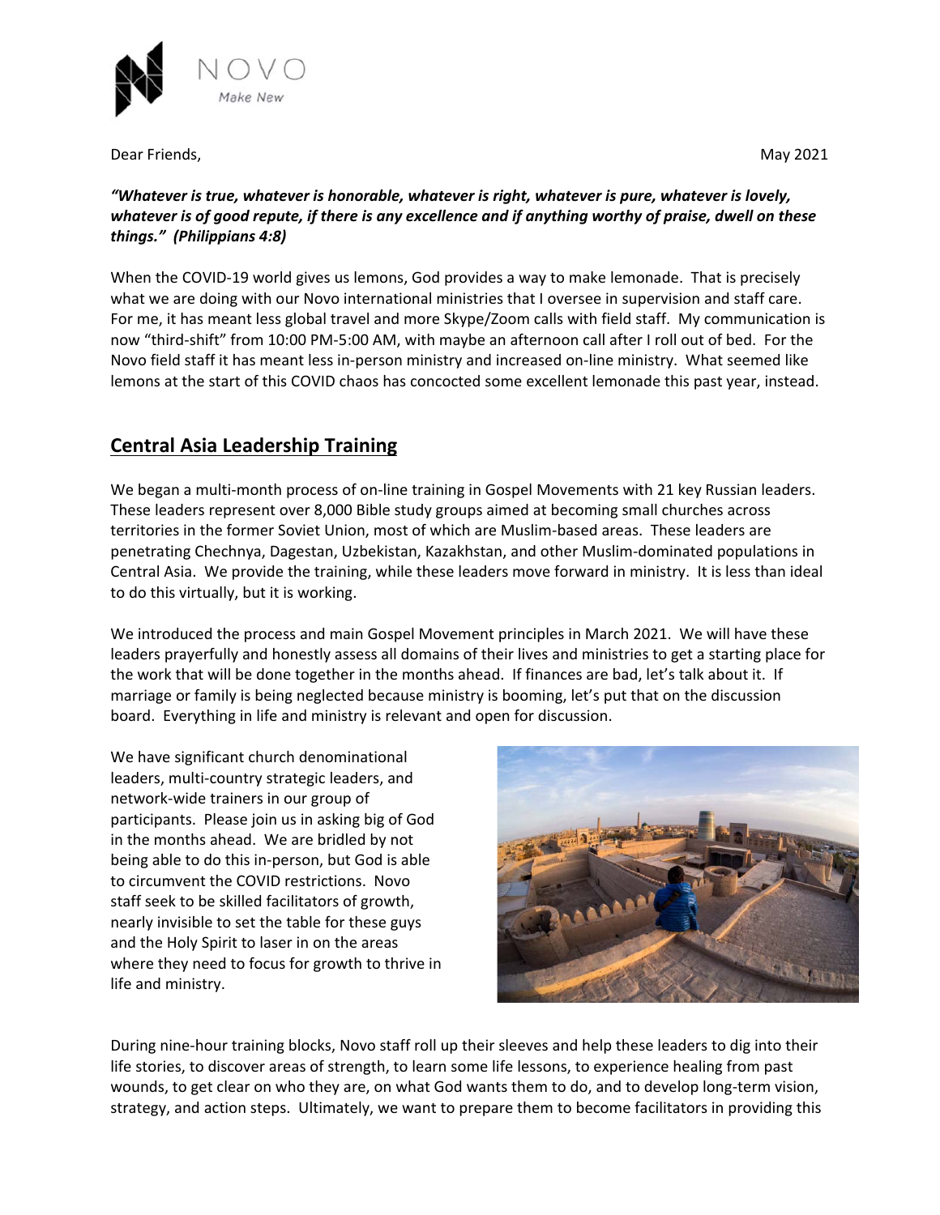NOVO
*Make New*

Dear Friends,

May 2021

***"Whatever is true, whatever is honorable, whatever is right, whatever is pure, whatever is lovely, whatever is of good repute, if there is any excellence and if anything worthy of praise, dwell on these things." (Philippians 4:8)***

When the COVID-19 world gives us lemons, God provides a way to make lemonade. That is precisely what we are doing with our Novo international ministries that I oversee in supervision and staff care. For me, it has meant less global travel and more Skype/Zoom calls with field staff. My communication is now "third-shift" from 10:00 PM-5:00 AM, with maybe an afternoon call after I roll out of bed. For the Novo field staff it has meant less in-person ministry and increased on-line ministry. What seemed like lemons at the start of this COVID chaos has concocted some excellent lemonade this past year, instead.

## Central Asia Leadership Training

We began a multi-month process of on-line training in Gospel Movements with 21 key Russian leaders. These leaders represent over 8,000 Bible study groups aimed at becoming small churches across territories in the former Soviet Union, most of which are Muslim-based areas. These leaders are penetrating Chechnya, Dagestan, Uzbekistan, Kazakhstan, and other Muslim-dominated populations in Central Asia. We provide the training, while these leaders move forward in ministry. It is less than ideal to do this virtually, but it is working.

We introduced the process and main Gospel Movement principles in March 2021. We will have these leaders prayerfully and honestly assess all domains of their lives and ministries to get a starting place for the work that will be done together in the months ahead. If finances are bad, let's talk about it. If marriage or family is being neglected because ministry is booming, let's put that on the discussion board. Everything in life and ministry is relevant and open for discussion.

We have significant church denominational leaders, multi-country strategic leaders, and network-wide trainers in our group of participants. Please join us in asking big of God in the months ahead. We are bridled by not being able to do this in-person, but God is able to circumvent the COVID restrictions. Novo staff seek to be skilled facilitators of growth, nearly invisible to set the table for these guys and the Holy Spirit to laser in on the areas where they need to focus for growth to thrive in life and ministry.

During nine-hour training blocks, Novo staff roll up their sleeves and help these leaders to dig into their life stories, to discover areas of strength, to learn some life lessons, to experience healing from past wounds, to get clear on who they are, on what God wants them to do, and to develop long-term vision, strategy, and action steps. Ultimately, we want to prepare them to become facilitators in providing this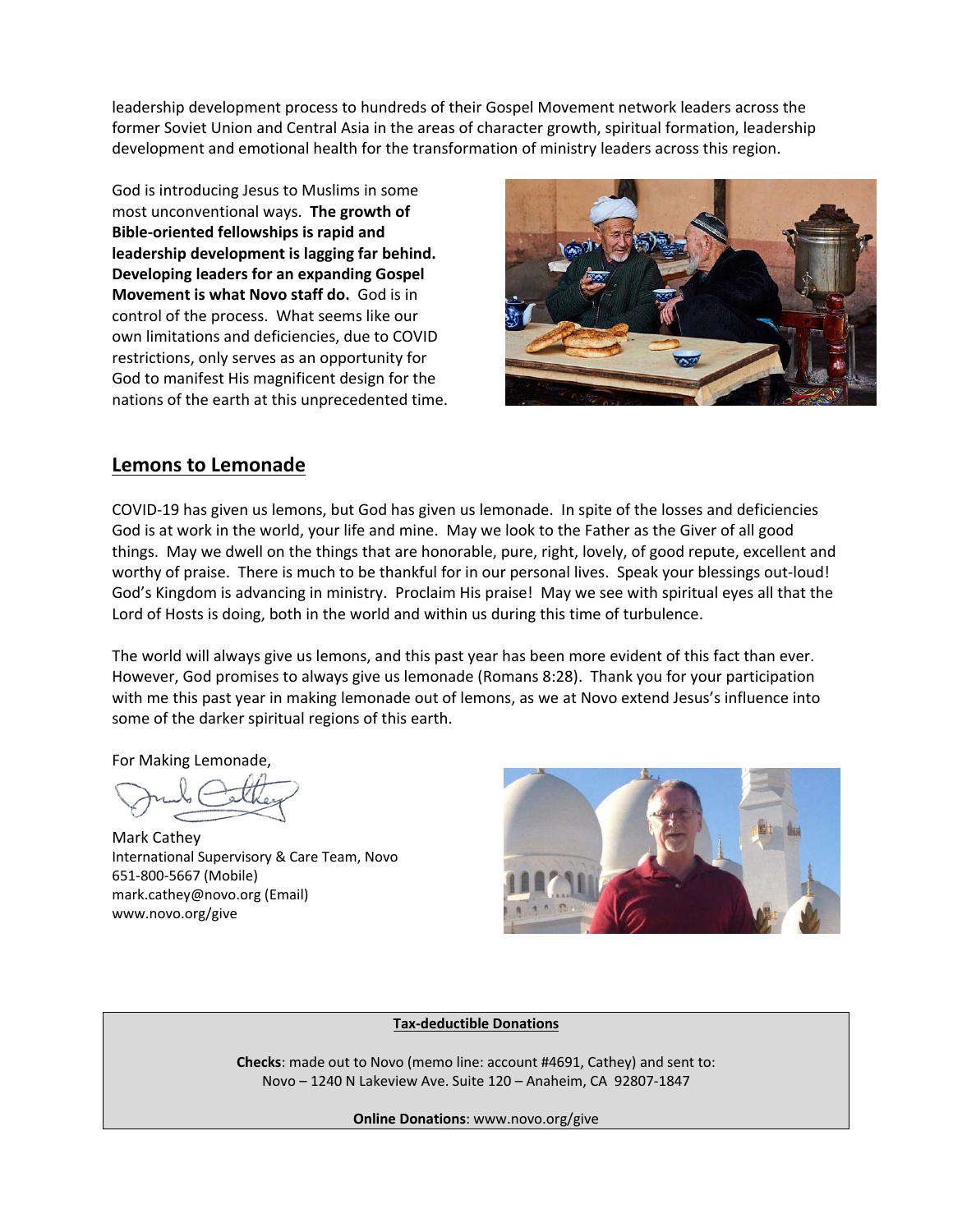leadership development process to hundreds of their Gospel Movement network leaders across the former Soviet Union and Central Asia in the areas of character growth, spiritual formation, leadership development and emotional health for the transformation of ministry leaders across this region.

God is introducing Jesus to Muslims in some most unconventional ways. **The growth of Bible-oriented fellowships is rapid and leadership development is lagging far behind. Developing leaders for an expanding Gospel Movement is what Novo staff do.** God is in control of the process. What seems like our own limitations and deficiencies, due to COVID restrictions, only serves as an opportunity for God to manifest His magnificent design for the nations of the earth at this unprecedented time.

## Lemons to Lemonade

COVID-19 has given us lemons, but God has given us lemonade. In spite of the losses and deficiencies God is at work in the world, your life and mine. May we look to the Father as the Giver of all good things. May we dwell on the things that are honorable, pure, right, lovely, of good repute, excellent and worthy of praise. There is much to be thankful for in our personal lives. Speak your blessings out-loud! God's Kingdom is advancing in ministry. Proclaim His praise! May we see with spiritual eyes all that the Lord of Hosts is doing, both in the world and within us during this time of turbulence.

The world will always give us lemons, and this past year has been more evident of this fact than ever. However, God promises to always give us lemonade (Romans 8:28). Thank you for your participation with me this past year in making lemonade out of lemons, as we at Novo extend Jesus's influence into some of the darker spiritual regions of this earth.

For Making Lemonade,

Mark Cathey
International Supervisory & Care Team, Novo
651-800-5667 (Mobile)
mark.cathey@novo.org (Email)
www.novo.org/give

**Tax-deductible Donations**

**Checks**: made out to Novo (memo line: account #4691, Cathey) and sent to:
Novo – 1240 N Lakeview Ave. Suite 120 – Anaheim, CA 92807-1847

**Online Donations**: www.novo.org/give